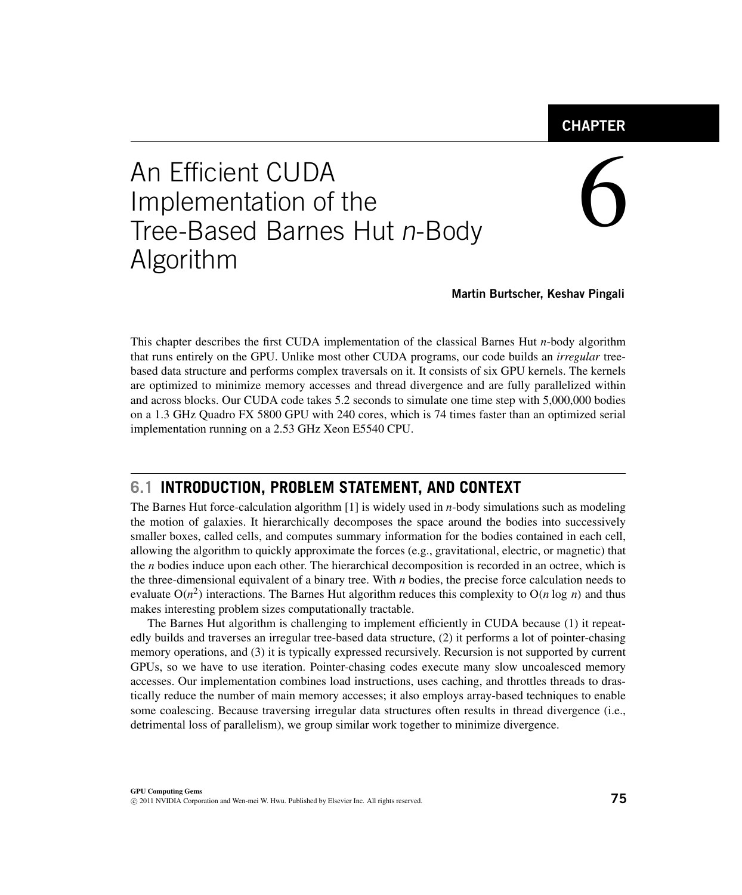CHAPTER

# 6 An Efficient CUDA Implementation of the Tree-Based Barnes Hut *n*-Body Algorithm

**Martin Burtscher, Keshav Pingali**

This chapter describes the first CUDA implementation of the classical Barnes Hut *n*-body algorithm that runs entirely on the GPU. Unlike most other CUDA programs, our code builds an *irregular* tree-based data structure and performs complex traversals on it. It consists of six GPU kernels. The kernels are optimized to minimize memory accesses and thread divergence and are fully parallelized within and across blocks. Our CUDA code takes 5.2 seconds to simulate one time step with 5,000,000 bodies on a 1.3 GHz Quadro FX 5800 GPU with 240 cores, which is 74 times faster than an optimized serial implementation running on a 2.53 GHz Xeon E5540 CPU.

## 6.1 INTRODUCTION, PROBLEM STATEMENT, AND CONTEXT

The Barnes Hut force-calculation algorithm [1] is widely used in *n*-body simulations such as modeling the motion of galaxies. It hierarchically decomposes the space around the bodies into successively smaller boxes, called cells, and computes summary information for the bodies contained in each cell, allowing the algorithm to quickly approximate the forces (e.g., gravitational, electric, or magnetic) that the *n* bodies induce upon each other. The hierarchical decomposition is recorded in an octree, which is the three-dimensional equivalent of a binary tree. With *n* bodies, the precise force calculation needs to evaluate $O(n^2)$ interactions. The Barnes Hut algorithm reduces this complexity to $O(n \log n)$ and thus makes interesting problem sizes computationally tractable.

The Barnes Hut algorithm is challenging to implement efficiently in CUDA because (1) it repeatedly builds and traverses an irregular tree-based data structure, (2) it performs a lot of pointer-chasing memory operations, and (3) it is typically expressed recursively. Recursion is not supported by current GPUs, so we have to use iteration. Pointer-chasing codes execute many slow uncoalesced memory accesses. Our implementation combines load instructions, uses caching, and throttles threads to drastically reduce the number of main memory accesses; it also employs array-based techniques to enable some coalescing. Because traversing irregular data structures often results in thread divergence (i.e., detrimental loss of parallelism), we group similar work together to minimize divergence.

**GPU Computing Gems**
© 2011 NVIDIA Corporation and Wen-mei W. Hwu. Published by Elsevier Inc. All rights reserved.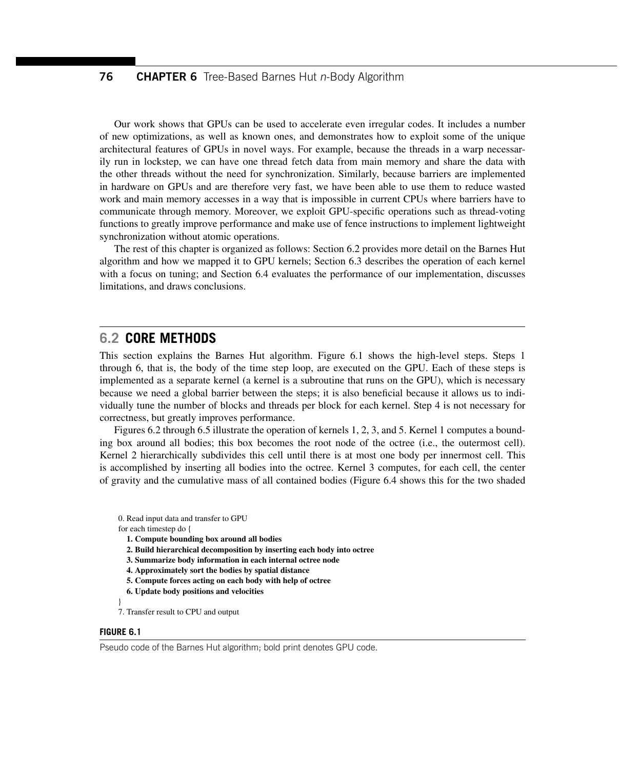Our work shows that GPUs can be used to accelerate even irregular codes. It includes a number of new optimizations, as well as known ones, and demonstrates how to exploit some of the unique architectural features of GPUs in novel ways. For example, because the threads in a warp necessarily run in lockstep, we can have one thread fetch data from main memory and share the data with the other threads without the need for synchronization. Similarly, because barriers are implemented in hardware on GPUs and are therefore very fast, we have been able to use them to reduce wasted work and main memory accesses in a way that is impossible in current CPUs where barriers have to communicate through memory. Moreover, we exploit GPU-specific operations such as thread-voting functions to greatly improve performance and make use of fence instructions to implement lightweight synchronization without atomic operations.

The rest of this chapter is organized as follows: Section 6.2 provides more detail on the Barnes Hut algorithm and how we mapped it to GPU kernels; Section 6.3 describes the operation of each kernel with a focus on tuning; and Section 6.4 evaluates the performance of our implementation, discusses limitations, and draws conclusions.

## 6.2 CORE METHODS

This section explains the Barnes Hut algorithm. Figure 6.1 shows the high-level steps. Steps 1 through 6, that is, the body of the time step loop, are executed on the GPU. Each of these steps is implemented as a separate kernel (a kernel is a subroutine that runs on the GPU), which is necessary because we need a global barrier between the steps; it is also beneficial because it allows us to individually tune the number of blocks and threads per block for each kernel. Step 4 is not necessary for correctness, but greatly improves performance.

Figures 6.2 through 6.5 illustrate the operation of kernels 1, 2, 3, and 5. Kernel 1 computes a bounding box around all bodies; this box becomes the root node of the octree (i.e., the outermost cell). Kernel 2 hierarchically subdivides this cell until there is at most one body per innermost cell. This is accomplished by inserting all bodies into the octree. Kernel 3 computes, for each cell, the center of gravity and the cumulative mass of all contained bodies (Figure 6.4 shows this for the two shaded

```
0. Read input data and transfer to GPU
for each timestep do {
    1. Compute bounding box around all bodies
    2. Build hierarchical decomposition by inserting each body into octree
    3. Summarize body information in each internal octree node
    4. Approximately sort the bodies by spatial distance
    5. Compute forces acting on each body with help of octree
    6. Update body positions and velocities
}
7. Transfer result to CPU and output
```

**FIGURE 6.1**

Pseudo code of the Barnes Hut algorithm; bold print denotes GPU code.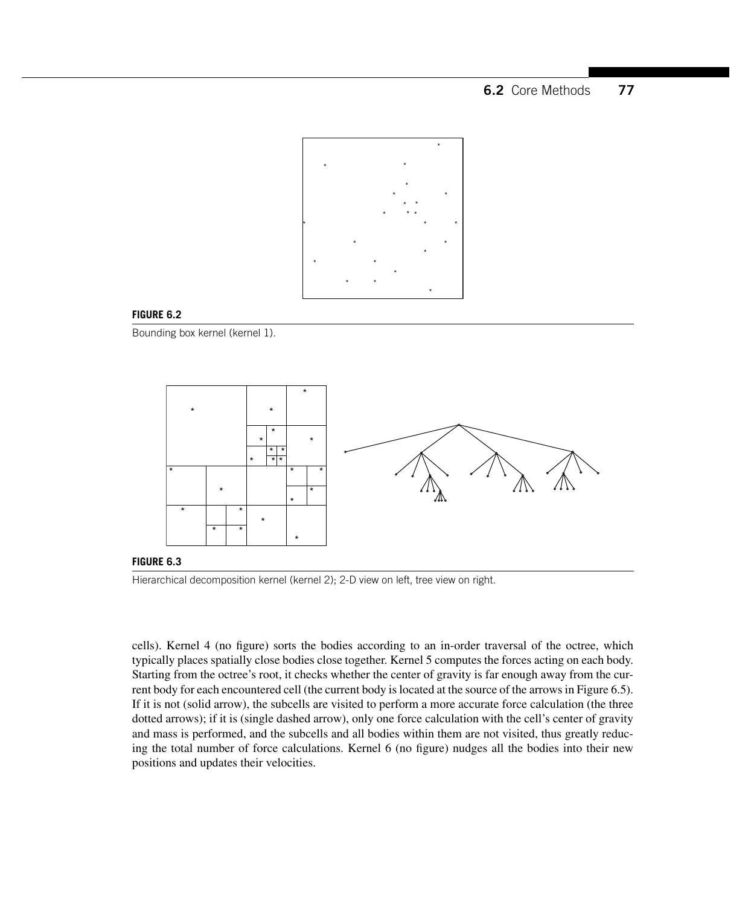**FIGURE 6.2**

Bounding box kernel (kernel 1).

**FIGURE 6.3**

Hierarchical decomposition kernel (kernel 2); 2-D view on left, tree view on right.

cells). Kernel 4 (no figure) sorts the bodies according to an in-order traversal of the octree, which typically places spatially close bodies close together. Kernel 5 computes the forces acting on each body. Starting from the octree's root, it checks whether the center of gravity is far enough away from the current body for each encountered cell (the current body is located at the source of the arrows in Figure 6.5). If it is not (solid arrow), the subcells are visited to perform a more accurate force calculation (the three dotted arrows); if it is (single dashed arrow), only one force calculation with the cell's center of gravity and mass is performed, and the subcells and all bodies within them are not visited, thus greatly reducing the total number of force calculations. Kernel 6 (no figure) nudges all the bodies into their new positions and updates their velocities.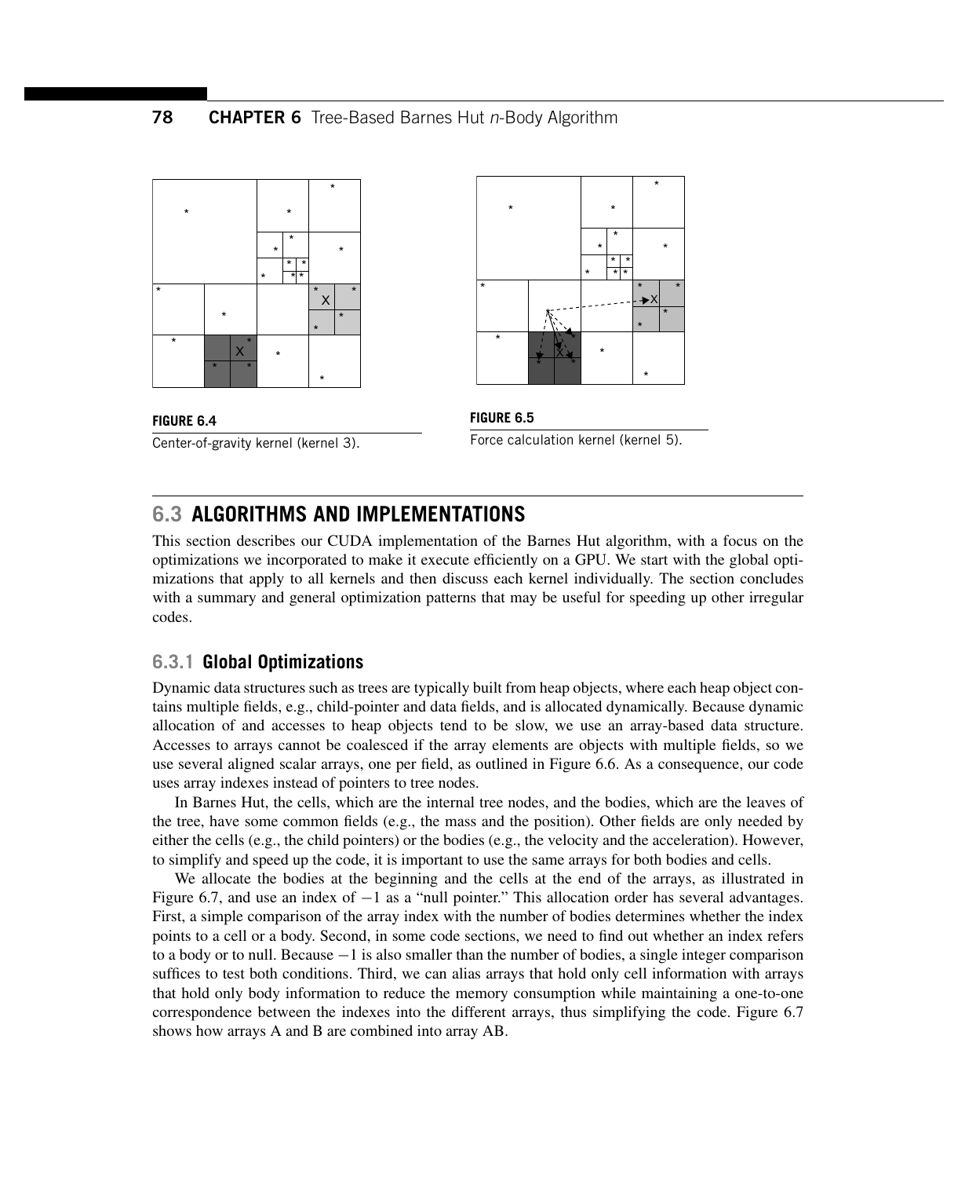**FIGURE 6.4**

Center-of-gravity kernel (kernel 3).

**FIGURE 6.5**

Force calculation kernel (kernel 5).

## 6.3 ALGORITHMS AND IMPLEMENTATIONS

This section describes our CUDA implementation of the Barnes Hut algorithm, with a focus on the optimizations we incorporated to make it execute efficiently on a GPU. We start with the global optimizations that apply to all kernels and then discuss each kernel individually. The section concludes with a summary and general optimization patterns that may be useful for speeding up other irregular codes.

### 6.3.1 Global Optimizations

Dynamic data structures such as trees are typically built from heap objects, where each heap object contains multiple fields, e.g., child-pointer and data fields, and is allocated dynamically. Because dynamic allocation of and accesses to heap objects tend to be slow, we use an array-based data structure. Accesses to arrays cannot be coalesced if the array elements are objects with multiple fields, so we use several aligned scalar arrays, one per field, as outlined in Figure 6.6. As a consequence, our code uses array indexes instead of pointers to tree nodes.

In Barnes Hut, the cells, which are the internal tree nodes, and the bodies, which are the leaves of the tree, have some common fields (e.g., the mass and the position). Other fields are only needed by either the cells (e.g., the child pointers) or the bodies (e.g., the velocity and the acceleration). However, to simplify and speed up the code, it is important to use the same arrays for both bodies and cells.

We allocate the bodies at the beginning and the cells at the end of the arrays, as illustrated in Figure 6.7, and use an index of $-1$ as a "null pointer." This allocation order has several advantages. First, a simple comparison of the array index with the number of bodies determines whether the index points to a cell or a body. Second, in some code sections, we need to find out whether an index refers to a body or to null. Because $-1$ is also smaller than the number of bodies, a single integer comparison suffices to test both conditions. Third, we can alias arrays that hold only cell information with arrays that hold only body information to reduce the memory consumption while maintaining a one-to-one correspondence between the indexes into the different arrays, thus simplifying the code. Figure 6.7 shows how arrays A and B are combined into array AB.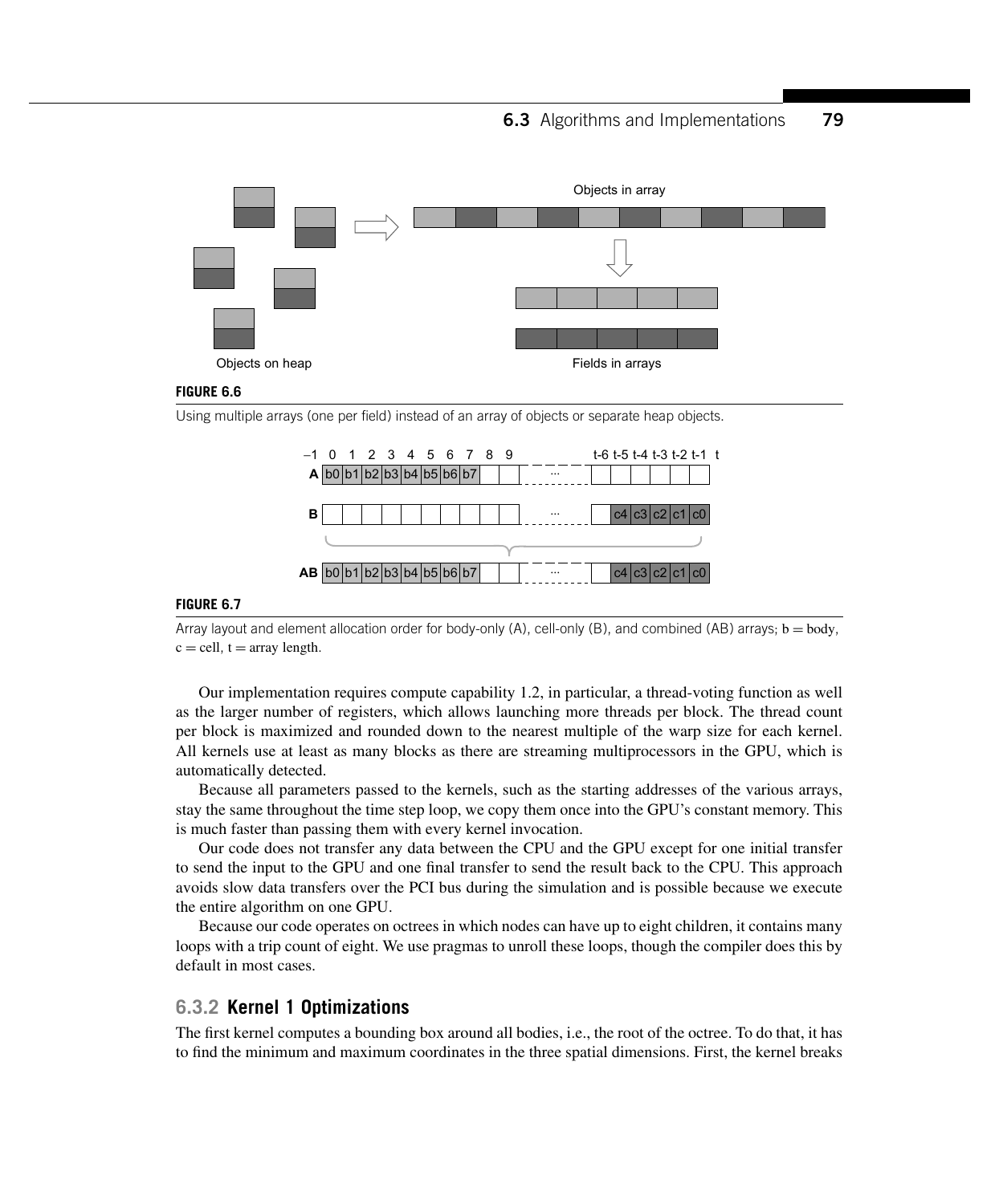Objects in array

Objects on heap

Fields in arrays

**FIGURE 6.6**

Using multiple arrays (one per field) instead of an array of objects or separate heap objects.

–1 0 1 2 3 4 5 6 7 8 9 t-6 t-5 t-4 t-3 t-2 t-1 t

A b0 b1 b2 b3 b4 b5 b6 b7 ...

B ... c4 c3 c2 c1 c0

AB b0 b1 b2 b3 b4 b5 b6 b7 ... c4 c3 c2 c1 c0

**FIGURE 6.7**

Array layout and element allocation order for body-only (A), cell-only (B), and combined (AB) arrays; b = body, c = cell, t = array length.

Our implementation requires compute capability 1.2, in particular, a thread-voting function as well as the larger number of registers, which allows launching more threads per block. The thread count per block is maximized and rounded down to the nearest multiple of the warp size for each kernel. All kernels use at least as many blocks as there are streaming multiprocessors in the GPU, which is automatically detected.

Because all parameters passed to the kernels, such as the starting addresses of the various arrays, stay the same throughout the time step loop, we copy them once into the GPU's constant memory. This is much faster than passing them with every kernel invocation.

Our code does not transfer any data between the CPU and the GPU except for one initial transfer to send the input to the GPU and one final transfer to send the result back to the CPU. This approach avoids slow data transfers over the PCI bus during the simulation and is possible because we execute the entire algorithm on one GPU.

Because our code operates on octrees in which nodes can have up to eight children, it contains many loops with a trip count of eight. We use pragmas to unroll these loops, though the compiler does this by default in most cases.

### 6.3.2 Kernel 1 Optimizations

The first kernel computes a bounding box around all bodies, i.e., the root of the octree. To do that, it has to find the minimum and maximum coordinates in the three spatial dimensions. First, the kernel breaks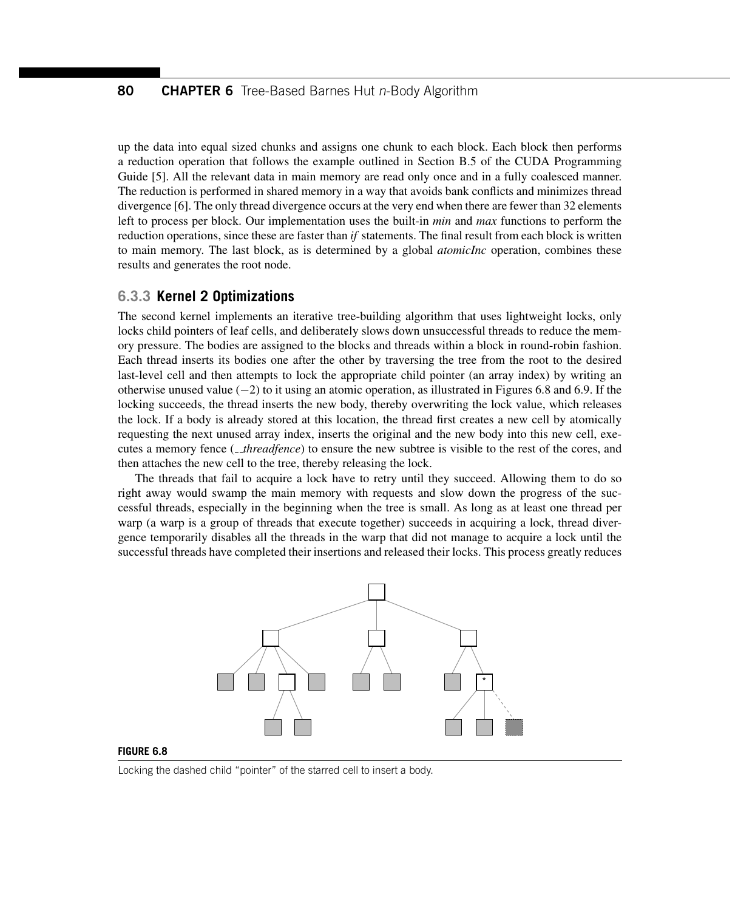up the data into equal sized chunks and assigns one chunk to each block. Each block then performs a reduction operation that follows the example outlined in Section B.5 of the CUDA Programming Guide [5]. All the relevant data in main memory are read only once and in a fully coalesced manner. The reduction is performed in shared memory in a way that avoids bank conflicts and minimizes thread divergence [6]. The only thread divergence occurs at the very end when there are fewer than 32 elements left to process per block. Our implementation uses the built-in *min* and *max* functions to perform the reduction operations, since these are faster than *if* statements. The final result from each block is written to main memory. The last block, as is determined by a global *atomicInc* operation, combines these results and generates the root node.

### 6.3.3 Kernel 2 Optimizations

The second kernel implements an iterative tree-building algorithm that uses lightweight locks, only locks child pointers of leaf cells, and deliberately slows down unsuccessful threads to reduce the memory pressure. The bodies are assigned to the blocks and threads within a block in round-robin fashion. Each thread inserts its bodies one after the other by traversing the tree from the root to the desired last-level cell and then attempts to lock the appropriate child pointer (an array index) by writing an otherwise unused value ($-2$) to it using an atomic operation, as illustrated in Figures 6.8 and 6.9. If the locking succeeds, the thread inserts the new body, thereby overwriting the lock value, which releases the lock. If a body is already stored at this location, the thread first creates a new cell by atomically requesting the next unused array index, inserts the original and the new body into this new cell, executes a memory fence (*__threadfence*) to ensure the new subtree is visible to the rest of the cores, and then attaches the new cell to the tree, thereby releasing the lock.

The threads that fail to acquire a lock have to retry until they succeed. Allowing them to do so right away would swamp the main memory with requests and slow down the progress of the successful threads, especially in the beginning when the tree is small. As long as at least one thread per warp (a warp is a group of threads that execute together) succeeds in acquiring a lock, thread divergence temporarily disables all the threads in the warp that did not manage to acquire a lock until the successful threads have completed their insertions and released their locks. This process greatly reduces

*

**FIGURE 6.8**

Locking the dashed child "pointer" of the starred cell to insert a body.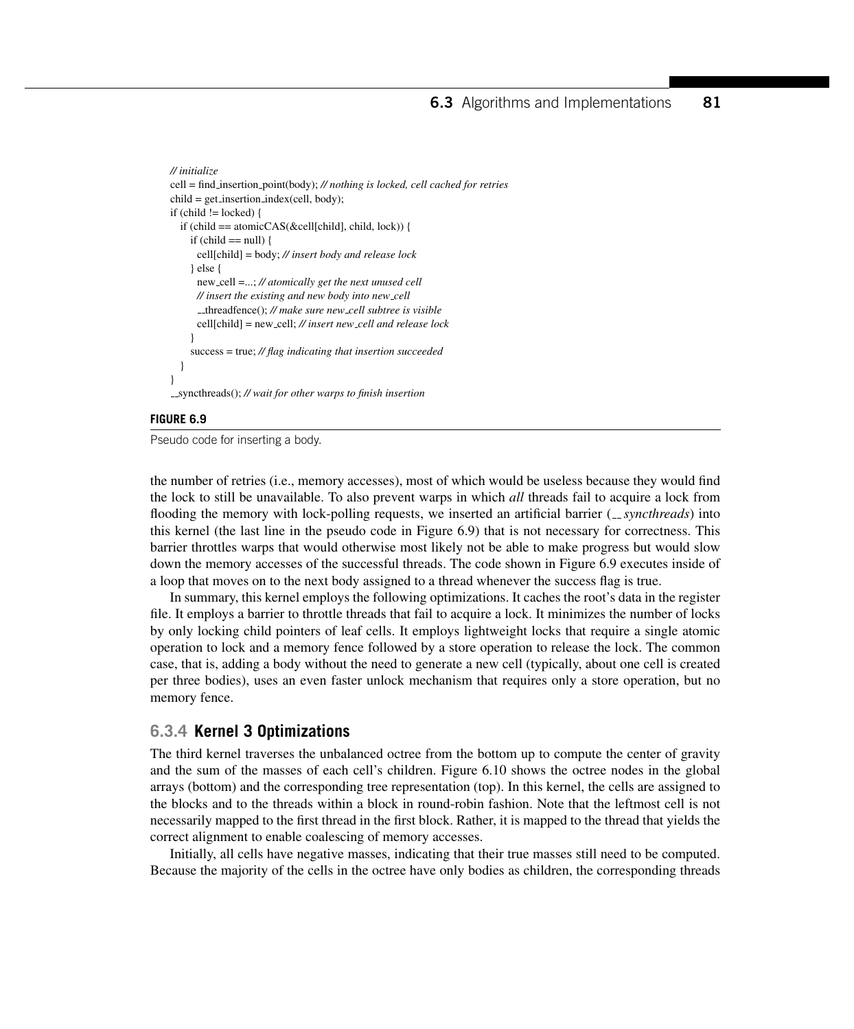```
// initialize
cell = find_insertion_point(body); // nothing is locked, cell cached for retries
child = get_insertion_index(cell, body);
if (child != locked) {
  if (child == atomicCAS(&cell[child], child, lock)) {
    if (child == null) {
      cell[child] = body; // insert body and release lock
    } else {
      new_cell =...; // atomically get the next unused cell
      // insert the existing and new body into new_cell
      __threadfence(); // make sure new_cell subtree is visible
      cell[child] = new_cell; // insert new_cell and release lock
    }
    success = true; // flag indicating that insertion succeeded
  }
}
__syncthreads(); // wait for other warps to finish insertion
```

**FIGURE 6.9**

Pseudo code for inserting a body.

the number of retries (i.e., memory accesses), most of which would be useless because they would find the lock to still be unavailable. To also prevent warps in which *all* threads fail to acquire a lock from flooding the memory with lock-polling requests, we inserted an artificial barrier (*__syncthreads*) into this kernel (the last line in the pseudo code in Figure 6.9) that is not necessary for correctness. This barrier throttles warps that would otherwise most likely not be able to make progress but would slow down the memory accesses of the successful threads. The code shown in Figure 6.9 executes inside of a loop that moves on to the next body assigned to a thread whenever the success flag is true.

In summary, this kernel employs the following optimizations. It caches the root's data in the register file. It employs a barrier to throttle threads that fail to acquire a lock. It minimizes the number of locks by only locking child pointers of leaf cells. It employs lightweight locks that require a single atomic operation to lock and a memory fence followed by a store operation to release the lock. The common case, that is, adding a body without the need to generate a new cell (typically, about one cell is created per three bodies), uses an even faster unlock mechanism that requires only a store operation, but no memory fence.

### 6.3.4 Kernel 3 Optimizations

The third kernel traverses the unbalanced octree from the bottom up to compute the center of gravity and the sum of the masses of each cell's children. Figure 6.10 shows the octree nodes in the global arrays (bottom) and the corresponding tree representation (top). In this kernel, the cells are assigned to the blocks and to the threads within a block in round-robin fashion. Note that the leftmost cell is not necessarily mapped to the first thread in the first block. Rather, it is mapped to the thread that yields the correct alignment to enable coalescing of memory accesses.

Initially, all cells have negative masses, indicating that their true masses still need to be computed. Because the majority of the cells in the octree have only bodies as children, the corresponding threads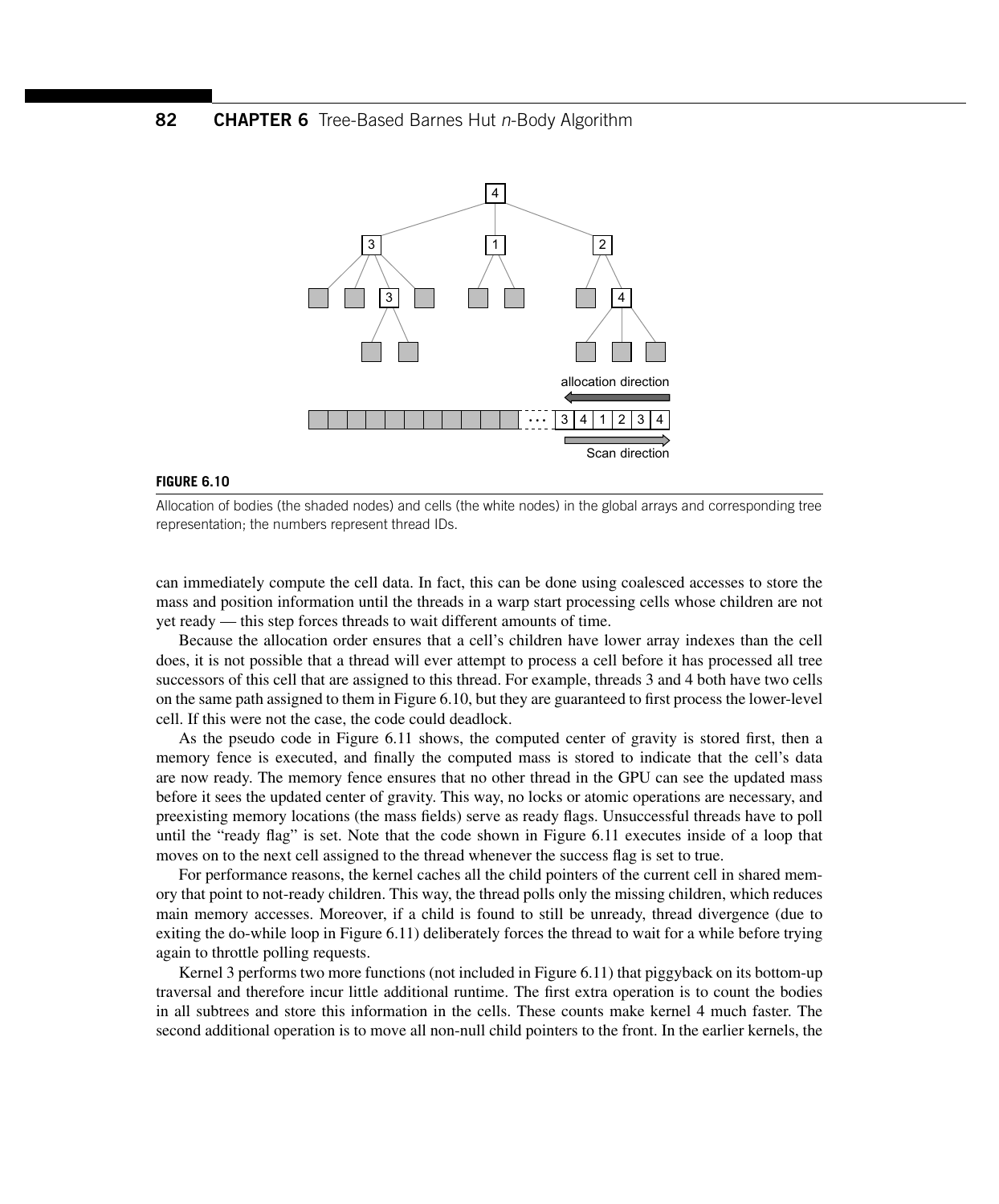**FIGURE 6.10**

Allocation of bodies (the shaded nodes) and cells (the white nodes) in the global arrays and corresponding tree representation; the numbers represent thread IDs.

can immediately compute the cell data. In fact, this can be done using coalesced accesses to store the mass and position information until the threads in a warp start processing cells whose children are not yet ready — this step forces threads to wait different amounts of time.

Because the allocation order ensures that a cell's children have lower array indexes than the cell does, it is not possible that a thread will ever attempt to process a cell before it has processed all tree successors of this cell that are assigned to this thread. For example, threads 3 and 4 both have two cells on the same path assigned to them in Figure 6.10, but they are guaranteed to first process the lower-level cell. If this were not the case, the code could deadlock.

As the pseudo code in Figure 6.11 shows, the computed center of gravity is stored first, then a memory fence is executed, and finally the computed mass is stored to indicate that the cell's data are now ready. The memory fence ensures that no other thread in the GPU can see the updated mass before it sees the updated center of gravity. This way, no locks or atomic operations are necessary, and preexisting memory locations (the mass fields) serve as ready flags. Unsuccessful threads have to poll until the "ready flag" is set. Note that the code shown in Figure 6.11 executes inside of a loop that moves on to the next cell assigned to the thread whenever the success flag is set to true.

For performance reasons, the kernel caches all the child pointers of the current cell in shared memory that point to not-ready children. This way, the thread polls only the missing children, which reduces main memory accesses. Moreover, if a child is found to still be unready, thread divergence (due to exiting the do-while loop in Figure 6.11) deliberately forces the thread to wait for a while before trying again to throttle polling requests.

Kernel 3 performs two more functions (not included in Figure 6.11) that piggyback on its bottom-up traversal and therefore incur little additional runtime. The first extra operation is to count the bodies in all subtrees and store this information in the cells. These counts make kernel 4 much faster. The second additional operation is to move all non-null child pointers to the front. In the earlier kernels, the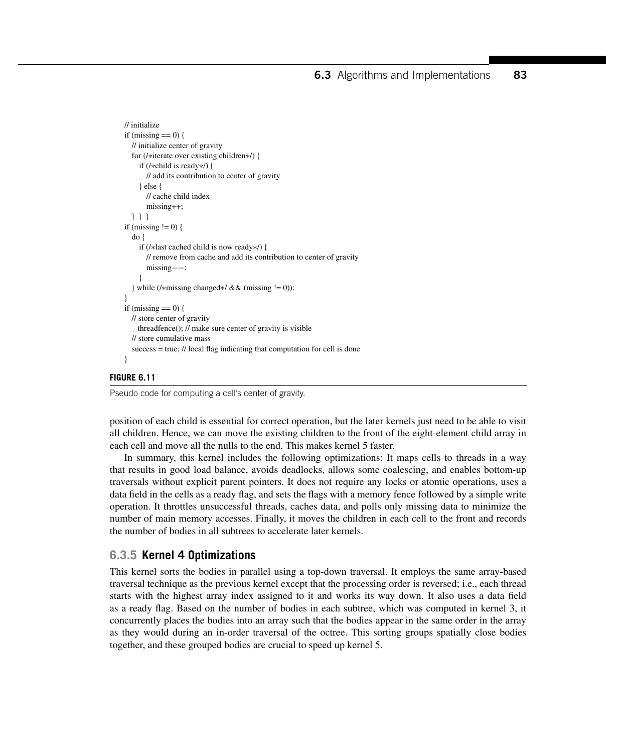```
// initialize
if (missing == 0) {
   // initialize center of gravity
   for (/*iterate over existing children*/) {
      if (/*child is ready*/) {
         // add its contribution to center of gravity
      } else {
         // cache child index
         missing++;
   } } }
if (missing != 0) {
   do {
      if (/*last cached child is now ready*/) {
         // remove from cache and add its contribution to center of gravity
         missing−−;
      }
   } while (/*missing changed*/ && (missing != 0));
}
if (missing == 0) {
   // store center of gravity
   __threadfence(); // make sure center of gravity is visible
   // store cumulative mass
   success = true; // local flag indicating that computation for cell is done
}
```

**FIGURE 6.11**

Pseudo code for computing a cell's center of gravity.

position of each child is essential for correct operation, but the later kernels just need to be able to visit all children. Hence, we can move the existing children to the front of the eight-element child array in each cell and move all the nulls to the end. This makes kernel 5 faster.

In summary, this kernel includes the following optimizations: It maps cells to threads in a way that results in good load balance, avoids deadlocks, allows some coalescing, and enables bottom-up traversals without explicit parent pointers. It does not require any locks or atomic operations, uses a data field in the cells as a ready flag, and sets the flags with a memory fence followed by a simple write operation. It throttles unsuccessful threads, caches data, and polls only missing data to minimize the number of main memory accesses. Finally, it moves the children in each cell to the front and records the number of bodies in all subtrees to accelerate later kernels.

### 6.3.5 Kernel 4 Optimizations

This kernel sorts the bodies in parallel using a top-down traversal. It employs the same array-based traversal technique as the previous kernel except that the processing order is reversed; i.e., each thread starts with the highest array index assigned to it and works its way down. It also uses a data field as a ready flag. Based on the number of bodies in each subtree, which was computed in kernel 3, it concurrently places the bodies into an array such that the bodies appear in the same order in the array as they would during an in-order traversal of the octree. This sorting groups spatially close bodies together, and these grouped bodies are crucial to speed up kernel 5.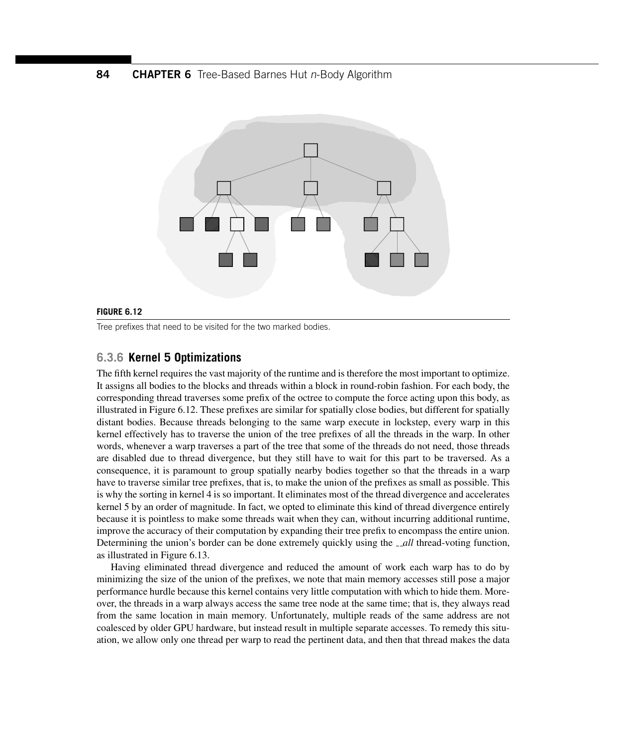**FIGURE 6.12**

Tree prefixes that need to be visited for the two marked bodies.

### 6.3.6 Kernel 5 Optimizations

The fifth kernel requires the vast majority of the runtime and is therefore the most important to optimize. It assigns all bodies to the blocks and threads within a block in round-robin fashion. For each body, the corresponding thread traverses some prefix of the octree to compute the force acting upon this body, as illustrated in Figure 6.12. These prefixes are similar for spatially close bodies, but different for spatially distant bodies. Because threads belonging to the same warp execute in lockstep, every warp in this kernel effectively has to traverse the union of the tree prefixes of all the threads in the warp. In other words, whenever a warp traverses a part of the tree that some of the threads do not need, those threads are disabled due to thread divergence, but they still have to wait for this part to be traversed. As a consequence, it is paramount to group spatially nearby bodies together so that the threads in a warp have to traverse similar tree prefixes, that is, to make the union of the prefixes as small as possible. This is why the sorting in kernel 4 is so important. It eliminates most of the thread divergence and accelerates kernel 5 by an order of magnitude. In fact, we opted to eliminate this kind of thread divergence entirely because it is pointless to make some threads wait when they can, without incurring additional runtime, improve the accuracy of their computation by expanding their tree prefix to encompass the entire union. Determining the union's border can be done extremely quickly using the *__all* thread-voting function, as illustrated in Figure 6.13.

Having eliminated thread divergence and reduced the amount of work each warp has to do by minimizing the size of the union of the prefixes, we note that main memory accesses still pose a major performance hurdle because this kernel contains very little computation with which to hide them. Moreover, the threads in a warp always access the same tree node at the same time; that is, they always read from the same location in main memory. Unfortunately, multiple reads of the same address are not coalesced by older GPU hardware, but instead result in multiple separate accesses. To remedy this situation, we allow only one thread per warp to read the pertinent data, and then that thread makes the data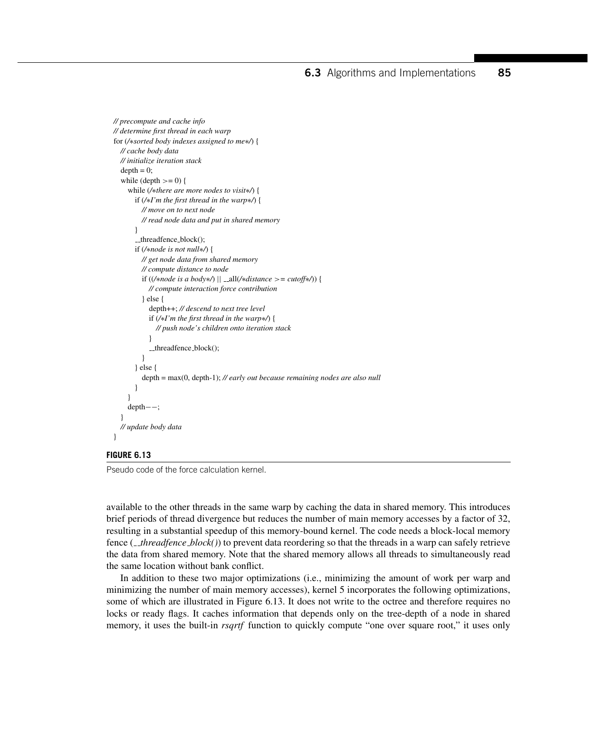```
// precompute and cache info
// determine first thread in each warp
for (/*sorted body indexes assigned to me*/) {
  // cache body data
  // initialize iteration stack
  depth = 0;
  while (depth >= 0) {
    while (/*there are more nodes to visit*/) {
      if (/*I'm the first thread in the warp*/) {
        // move on to next node
        // read node data and put in shared memory
      }
      __threadfence_block();
      if (/*node is not null*/) {
        // get node data from shared memory
        // compute distance to node
        if ((/*node is a body*/) || __all(/*distance >= cutoff*/)) {
          // compute interaction force contribution
        } else {
          depth++; // descend to next tree level
          if (/*I'm the first thread in the warp*/) {
            // push node's children onto iteration stack
          }
          __threadfence_block();
        }
      } else {
        depth = max(0, depth-1); // early out because remaining nodes are also null
      }
    }
    depth--;
  }
  // update body data
}
```

**FIGURE 6.13**

Pseudo code of the force calculation kernel.

available to the other threads in the same warp by caching the data in shared memory. This introduces brief periods of thread divergence but reduces the number of main memory accesses by a factor of 32, resulting in a substantial speedup of this memory-bound kernel. The code needs a block-local memory fence (*__threadfence_block()*) to prevent data reordering so that the threads in a warp can safely retrieve the data from shared memory. Note that the shared memory allows all threads to simultaneously read the same location without bank conflict.

In addition to these two major optimizations (i.e., minimizing the amount of work per warp and minimizing the number of main memory accesses), kernel 5 incorporates the following optimizations, some of which are illustrated in Figure 6.13. It does not write to the octree and therefore requires no locks or ready flags. It caches information that depends only on the tree-depth of a node in shared memory, it uses the built-in *rsqrtf* function to quickly compute "one over square root," it uses only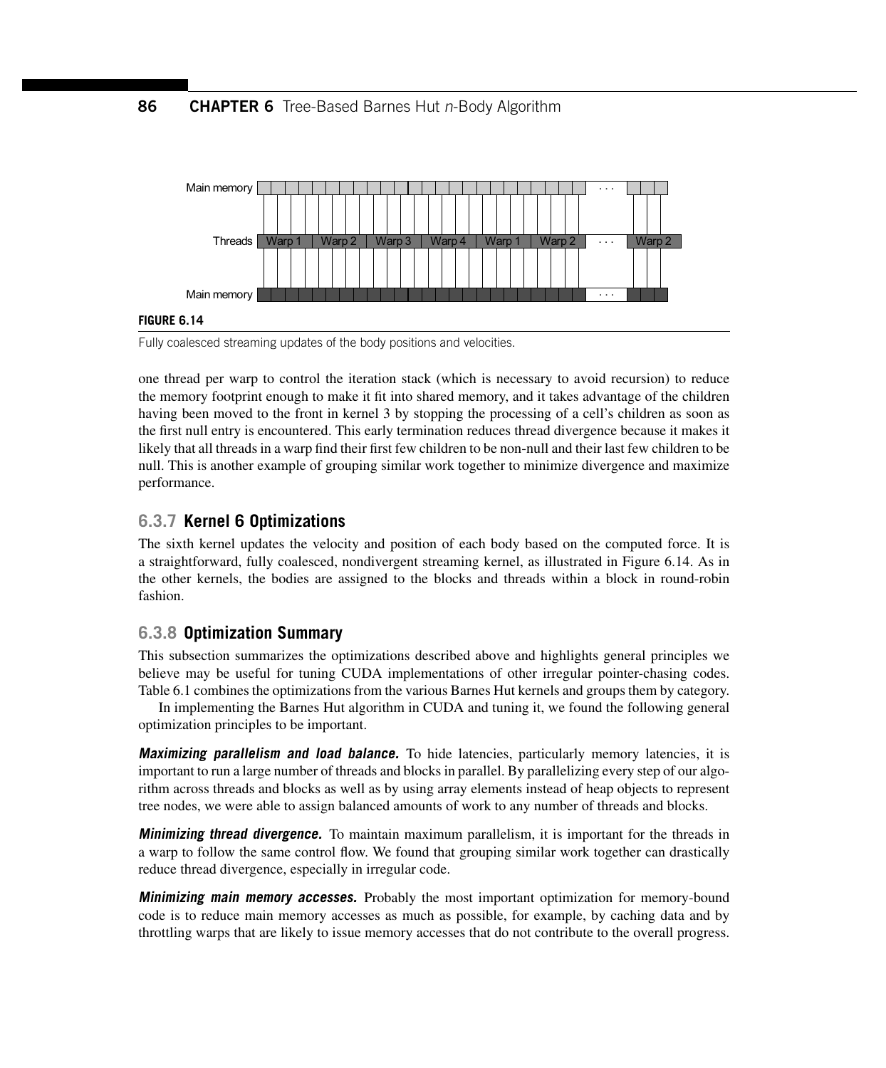Main memory

Threads Warp 1 Warp 2 Warp 3 Warp 4 Warp 1 Warp 2 . . . Warp 2

Main memory

**FIGURE 6.14**

Fully coalesced streaming updates of the body positions and velocities.

one thread per warp to control the iteration stack (which is necessary to avoid recursion) to reduce the memory footprint enough to make it fit into shared memory, and it takes advantage of the children having been moved to the front in kernel 3 by stopping the processing of a cell's children as soon as the first null entry is encountered. This early termination reduces thread divergence because it makes it likely that all threads in a warp find their first few children to be non-null and their last few children to be null. This is another example of grouping similar work together to minimize divergence and maximize performance.

### 6.3.7 Kernel 6 Optimizations

The sixth kernel updates the velocity and position of each body based on the computed force. It is a straightforward, fully coalesced, nondivergent streaming kernel, as illustrated in Figure 6.14. As in the other kernels, the bodies are assigned to the blocks and threads within a block in round-robin fashion.

### 6.3.8 Optimization Summary

This subsection summarizes the optimizations described above and highlights general principles we believe may be useful for tuning CUDA implementations of other irregular pointer-chasing codes. Table 6.1 combines the optimizations from the various Barnes Hut kernels and groups them by category.

In implementing the Barnes Hut algorithm in CUDA and tuning it, we found the following general optimization principles to be important.

***Maximizing parallelism and load balance.*** To hide latencies, particularly memory latencies, it is important to run a large number of threads and blocks in parallel. By parallelizing every step of our algorithm across threads and blocks as well as by using array elements instead of heap objects to represent tree nodes, we were able to assign balanced amounts of work to any number of threads and blocks.

***Minimizing thread divergence.*** To maintain maximum parallelism, it is important for the threads in a warp to follow the same control flow. We found that grouping similar work together can drastically reduce thread divergence, especially in irregular code.

***Minimizing main memory accesses.*** Probably the most important optimization for memory-bound code is to reduce main memory accesses as much as possible, for example, by caching data and by throttling warps that are likely to issue memory accesses that do not contribute to the overall progress.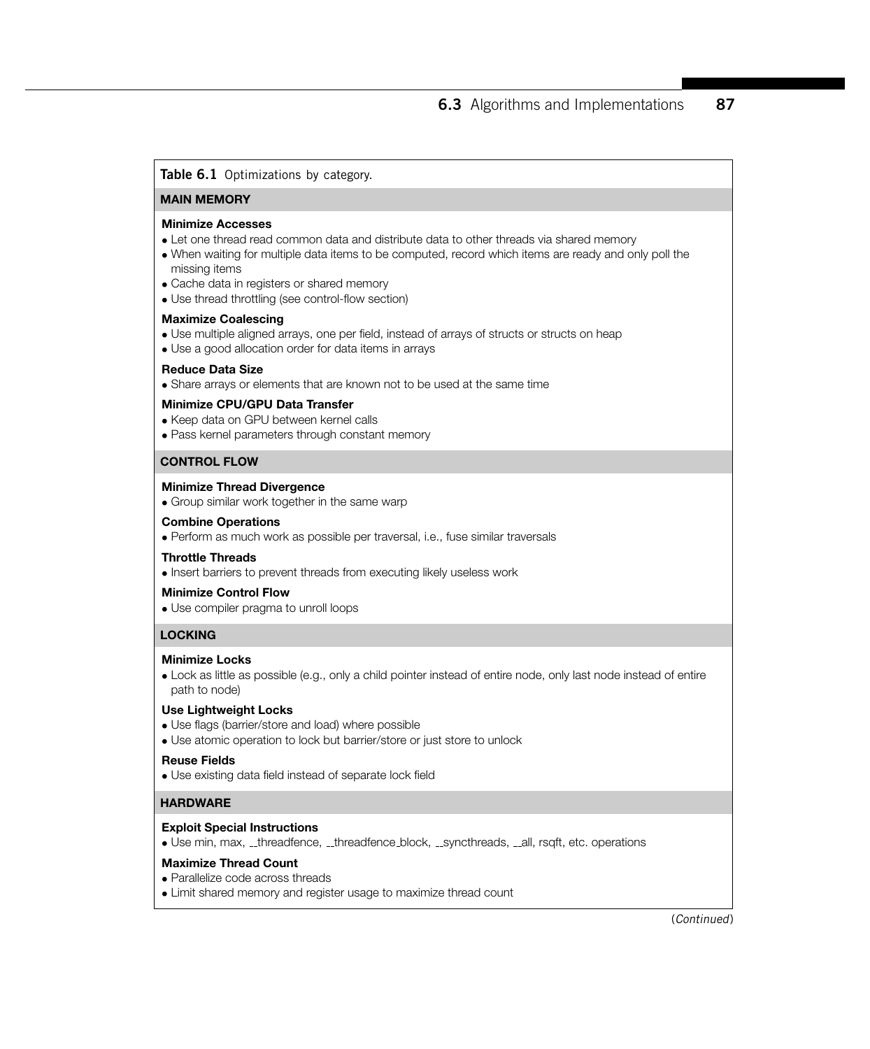**Table 6.1** Optimizations by category.

**MAIN MEMORY**

**Minimize Accesses**

- Let one thread read common data and distribute data to other threads via shared memory
- When waiting for multiple data items to be computed, record which items are ready and only poll the missing items
- Cache data in registers or shared memory
- Use thread throttling (see control-flow section)

**Maximize Coalescing**

- Use multiple aligned arrays, one per field, instead of arrays of structs or structs on heap
- Use a good allocation order for data items in arrays

**Reduce Data Size**

- Share arrays or elements that are known not to be used at the same time

**Minimize CPU/GPU Data Transfer**

- Keep data on GPU between kernel calls
- Pass kernel parameters through constant memory

**CONTROL FLOW**

**Minimize Thread Divergence**

- Group similar work together in the same warp

**Combine Operations**

- Perform as much work as possible per traversal, i.e., fuse similar traversals

**Throttle Threads**

- Insert barriers to prevent threads from executing likely useless work

**Minimize Control Flow**

- Use compiler pragma to unroll loops

**LOCKING**

**Minimize Locks**

- Lock as little as possible (e.g., only a child pointer instead of entire node, only last node instead of entire path to node)

**Use Lightweight Locks**

- Use flags (barrier/store and load) where possible
- Use atomic operation to lock but barrier/store or just store to unlock

**Reuse Fields**

- Use existing data field instead of separate lock field

**HARDWARE**

**Exploit Special Instructions**

- Use min, max, __threadfence, __threadfence_block, __syncthreads, __all, rsqft, etc. operations

**Maximize Thread Count**

- Parallelize code across threads
- Limit shared memory and register usage to maximize thread count

(*Continued*)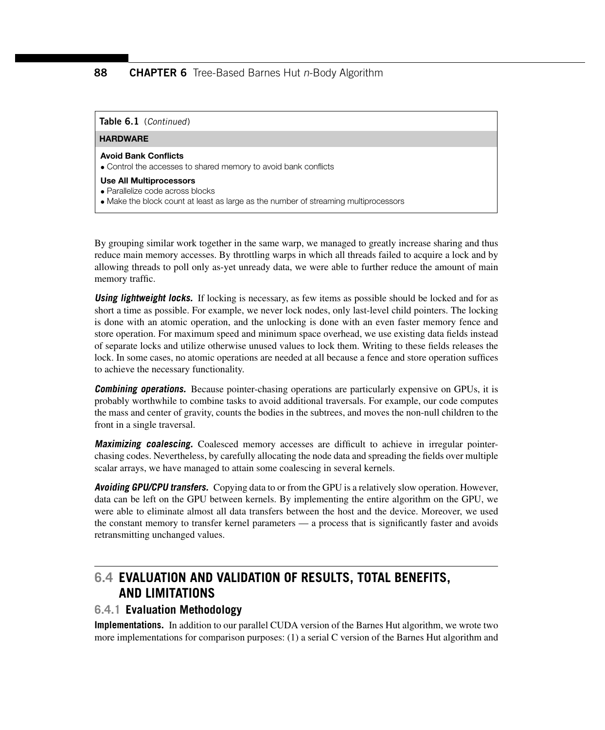**Table 6.1** (*Continued*)

| HARDWARE |
|---|
| **Avoid Bank Conflicts**<br>• Control the accesses to shared memory to avoid bank conflicts |
| **Use All Multiprocessors**<br>• Parallelize code across blocks<br>• Make the block count at least as large as the number of streaming multiprocessors |

By grouping similar work together in the same warp, we managed to greatly increase sharing and thus reduce main memory accesses. By throttling warps in which all threads failed to acquire a lock and by allowing threads to poll only as-yet unready data, we were able to further reduce the amount of main memory traffic.

***Using lightweight locks.*** If locking is necessary, as few items as possible should be locked and for as short a time as possible. For example, we never lock nodes, only last-level child pointers. The locking is done with an atomic operation, and the unlocking is done with an even faster memory fence and store operation. For maximum speed and minimum space overhead, we use existing data fields instead of separate locks and utilize otherwise unused values to lock them. Writing to these fields releases the lock. In some cases, no atomic operations are needed at all because a fence and store operation suffices to achieve the necessary functionality.

***Combining operations.*** Because pointer-chasing operations are particularly expensive on GPUs, it is probably worthwhile to combine tasks to avoid additional traversals. For example, our code computes the mass and center of gravity, counts the bodies in the subtrees, and moves the non-null children to the front in a single traversal.

***Maximizing coalescing.*** Coalesced memory accesses are difficult to achieve in irregular pointer-chasing codes. Nevertheless, by carefully allocating the node data and spreading the fields over multiple scalar arrays, we have managed to attain some coalescing in several kernels.

***Avoiding GPU/CPU transfers.*** Copying data to or from the GPU is a relatively slow operation. However, data can be left on the GPU between kernels. By implementing the entire algorithm on the GPU, we were able to eliminate almost all data transfers between the host and the device. Moreover, we used the constant memory to transfer kernel parameters — a process that is significantly faster and avoids retransmitting unchanged values.

## 6.4 EVALUATION AND VALIDATION OF RESULTS, TOTAL BENEFITS, AND LIMITATIONS

### 6.4.1 Evaluation Methodology

**Implementations.** In addition to our parallel CUDA version of the Barnes Hut algorithm, we wrote two more implementations for comparison purposes: (1) a serial C version of the Barnes Hut algorithm and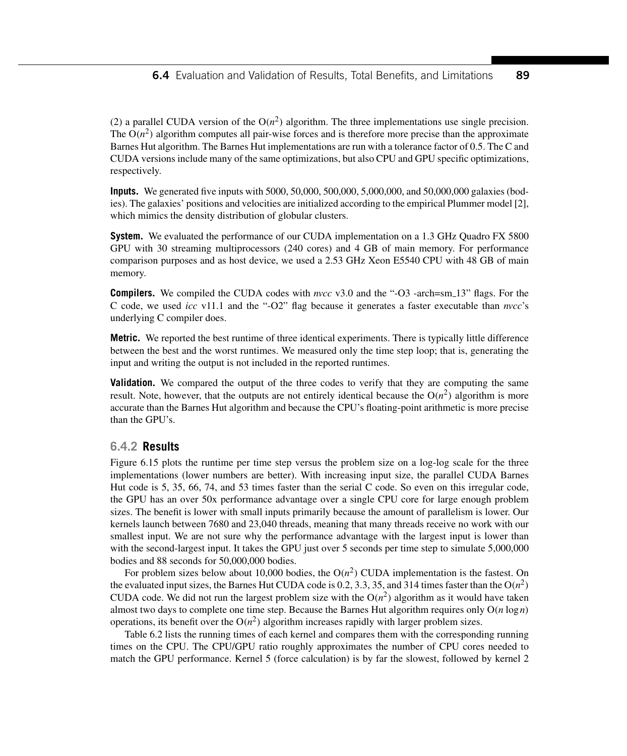(2) a parallel CUDA version of the $O(n^2)$ algorithm. The three implementations use single precision. The $O(n^2)$ algorithm computes all pair-wise forces and is therefore more precise than the approximate Barnes Hut algorithm. The Barnes Hut implementations are run with a tolerance factor of 0.5. The C and CUDA versions include many of the same optimizations, but also CPU and GPU specific optimizations, respectively.

**Inputs.** We generated five inputs with 5000, 50,000, 500,000, 5,000,000, and 50,000,000 galaxies (bodies). The galaxies' positions and velocities are initialized according to the empirical Plummer model [2], which mimics the density distribution of globular clusters.

**System.** We evaluated the performance of our CUDA implementation on a 1.3 GHz Quadro FX 5800 GPU with 30 streaming multiprocessors (240 cores) and 4 GB of main memory. For performance comparison purposes and as host device, we used a 2.53 GHz Xeon E5540 CPU with 48 GB of main memory.

**Compilers.** We compiled the CUDA codes with *nvcc* v3.0 and the "-O3 -arch=sm_13" flags. For the C code, we used *icc* v11.1 and the "-O2" flag because it generates a faster executable than *nvcc*'s underlying C compiler does.

**Metric.** We reported the best runtime of three identical experiments. There is typically little difference between the best and the worst runtimes. We measured only the time step loop; that is, generating the input and writing the output is not included in the reported runtimes.

**Validation.** We compared the output of the three codes to verify that they are computing the same result. Note, however, that the outputs are not entirely identical because the $O(n^2)$ algorithm is more accurate than the Barnes Hut algorithm and because the CPU's floating-point arithmetic is more precise than the GPU's.

### 6.4.2 Results

Figure 6.15 plots the runtime per time step versus the problem size on a log-log scale for the three implementations (lower numbers are better). With increasing input size, the parallel CUDA Barnes Hut code is 5, 35, 66, 74, and 53 times faster than the serial C code. So even on this irregular code, the GPU has an over 50x performance advantage over a single CPU core for large enough problem sizes. The benefit is lower with small inputs primarily because the amount of parallelism is lower. Our kernels launch between 7680 and 23,040 threads, meaning that many threads receive no work with our smallest input. We are not sure why the performance advantage with the largest input is lower than with the second-largest input. It takes the GPU just over 5 seconds per time step to simulate 5,000,000 bodies and 88 seconds for 50,000,000 bodies.

For problem sizes below about 10,000 bodies, the $O(n^2)$ CUDA implementation is the fastest. On the evaluated input sizes, the Barnes Hut CUDA code is 0.2, 3.3, 35, and 314 times faster than the $O(n^2)$ CUDA code. We did not run the largest problem size with the $O(n^2)$ algorithm as it would have taken almost two days to complete one time step. Because the Barnes Hut algorithm requires only $O(n \log n)$ operations, its benefit over the $O(n^2)$ algorithm increases rapidly with larger problem sizes.

Table 6.2 lists the running times of each kernel and compares them with the corresponding running times on the CPU. The CPU/GPU ratio roughly approximates the number of CPU cores needed to match the GPU performance. Kernel 5 (force calculation) is by far the slowest, followed by kernel 2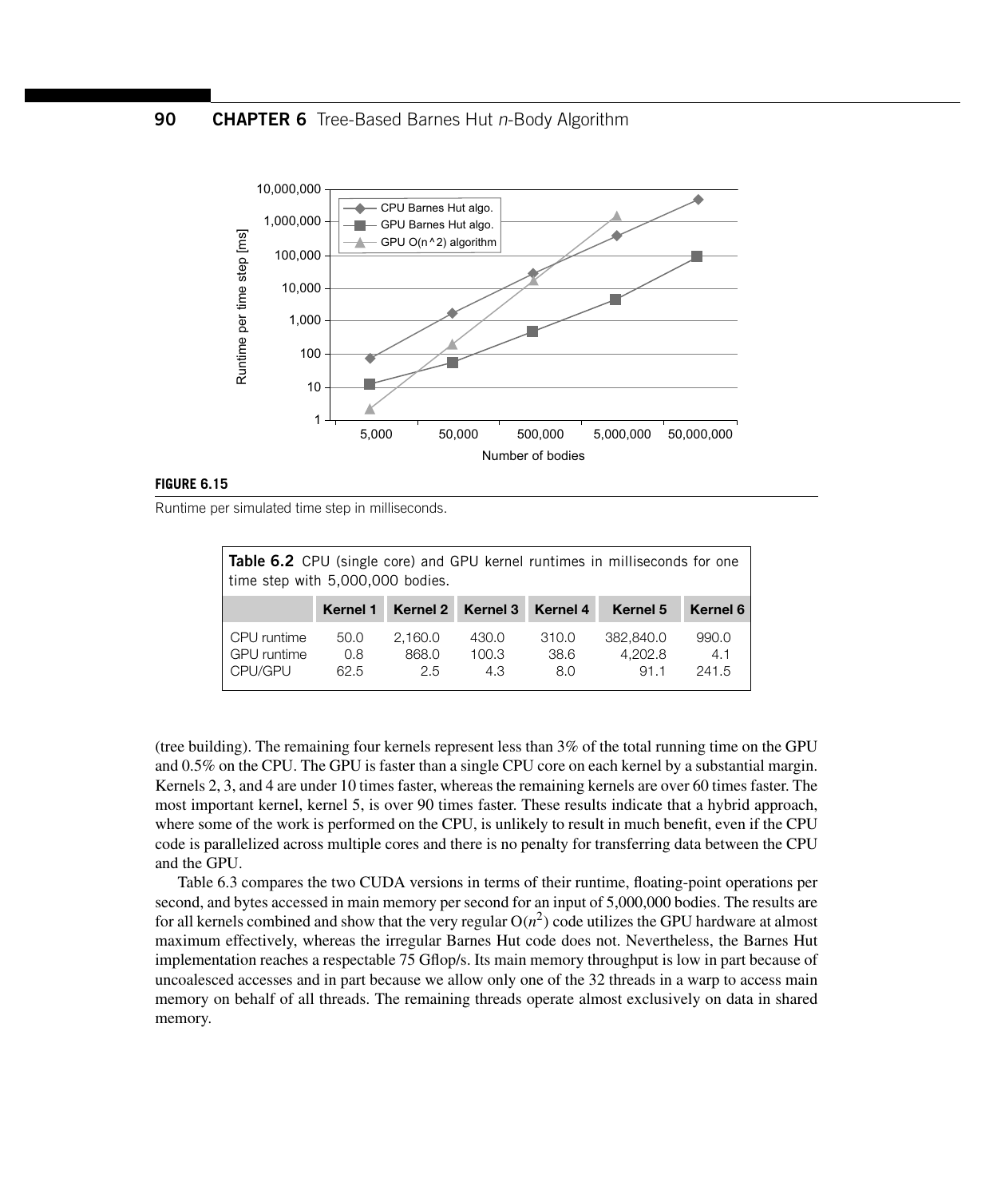**FIGURE 6.15**

Runtime per simulated time step in milliseconds.

**Table 6.2** CPU (single core) and GPU kernel runtimes in milliseconds for one time step with 5,000,000 bodies.

| | Kernel 1 | Kernel 2 | Kernel 3 | Kernel 4 | Kernel 5 | Kernel 6 |
|---|---|---|---|---|---|---|
| CPU runtime | 50.0 | 2,160.0 | 430.0 | 310.0 | 382,840.0 | 990.0 |
| GPU runtime | 0.8 | 868.0 | 100.3 | 38.6 | 4,202.8 | 4.1 |
| CPU/GPU | 62.5 | 2.5 | 4.3 | 8.0 | 91.1 | 241.5 |

(tree building). The remaining four kernels represent less than 3% of the total running time on the GPU and 0.5% on the CPU. The GPU is faster than a single CPU core on each kernel by a substantial margin. Kernels 2, 3, and 4 are under 10 times faster, whereas the remaining kernels are over 60 times faster. The most important kernel, kernel 5, is over 90 times faster. These results indicate that a hybrid approach, where some of the work is performed on the CPU, is unlikely to result in much benefit, even if the CPU code is parallelized across multiple cores and there is no penalty for transferring data between the CPU and the GPU.

Table 6.3 compares the two CUDA versions in terms of their runtime, floating-point operations per second, and bytes accessed in main memory per second for an input of 5,000,000 bodies. The results are for all kernels combined and show that the very regular $O(n^2)$ code utilizes the GPU hardware at almost maximum effectively, whereas the irregular Barnes Hut code does not. Nevertheless, the Barnes Hut implementation reaches a respectable 75 Gflop/s. Its main memory throughput is low in part because of uncoalesced accesses and in part because we allow only one of the 32 threads in a warp to access main memory on behalf of all threads. The remaining threads operate almost exclusively on data in shared memory.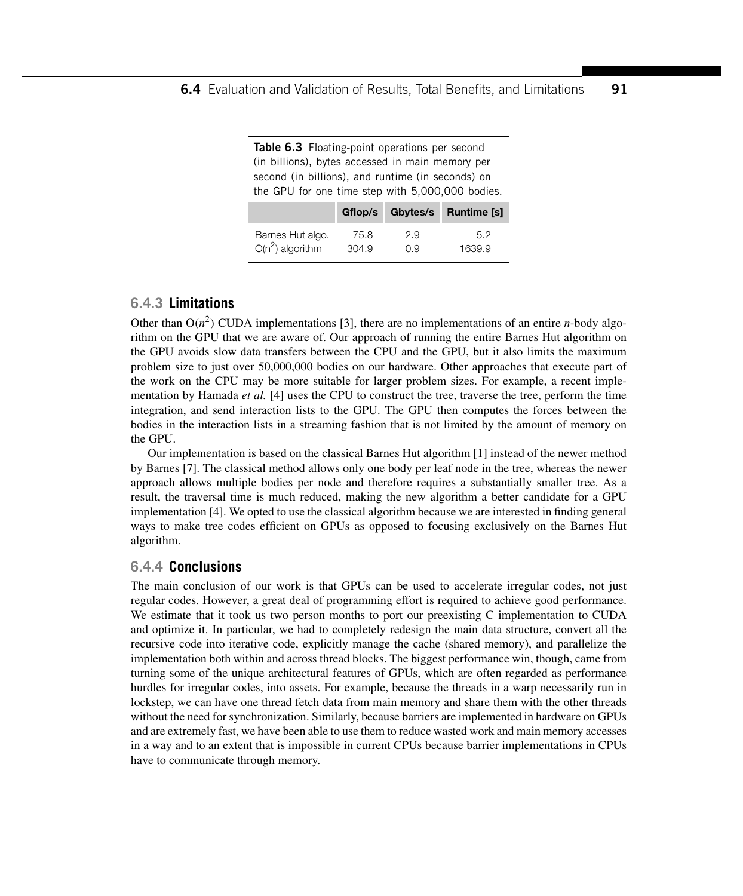**Table 6.3** Floating-point operations per second (in billions), bytes accessed in main memory per second (in billions), and runtime (in seconds) on the GPU for one time step with 5,000,000 bodies.

| | Gflop/s | Gbytes/s | Runtime [s] |
|---|---|---|---|
| Barnes Hut algo. | 75.8 | 2.9 | 5.2 |
| $O(n^2)$ algorithm | 304.9 | 0.9 | 1639.9 |

### 6.4.3 Limitations

Other than $O(n^2)$ CUDA implementations [3], there are no implementations of an entire *n*-body algorithm on the GPU that we are aware of. Our approach of running the entire Barnes Hut algorithm on the GPU avoids slow data transfers between the CPU and the GPU, but it also limits the maximum problem size to just over 50,000,000 bodies on our hardware. Other approaches that execute part of the work on the CPU may be more suitable for larger problem sizes. For example, a recent implementation by Hamada *et al.* [4] uses the CPU to construct the tree, traverse the tree, perform the time integration, and send interaction lists to the GPU. The GPU then computes the forces between the bodies in the interaction lists in a streaming fashion that is not limited by the amount of memory on the GPU.

Our implementation is based on the classical Barnes Hut algorithm [1] instead of the newer method by Barnes [7]. The classical method allows only one body per leaf node in the tree, whereas the newer approach allows multiple bodies per node and therefore requires a substantially smaller tree. As a result, the traversal time is much reduced, making the new algorithm a better candidate for a GPU implementation [4]. We opted to use the classical algorithm because we are interested in finding general ways to make tree codes efficient on GPUs as opposed to focusing exclusively on the Barnes Hut algorithm.

### 6.4.4 Conclusions

The main conclusion of our work is that GPUs can be used to accelerate irregular codes, not just regular codes. However, a great deal of programming effort is required to achieve good performance. We estimate that it took us two person months to port our preexisting C implementation to CUDA and optimize it. In particular, we had to completely redesign the main data structure, convert all the recursive code into iterative code, explicitly manage the cache (shared memory), and parallelize the implementation both within and across thread blocks. The biggest performance win, though, came from turning some of the unique architectural features of GPUs, which are often regarded as performance hurdles for irregular codes, into assets. For example, because the threads in a warp necessarily run in lockstep, we can have one thread fetch data from main memory and share them with the other threads without the need for synchronization. Similarly, because barriers are implemented in hardware on GPUs and are extremely fast, we have been able to use them to reduce wasted work and main memory accesses in a way and to an extent that is impossible in current CPUs because barrier implementations in CPUs have to communicate through memory.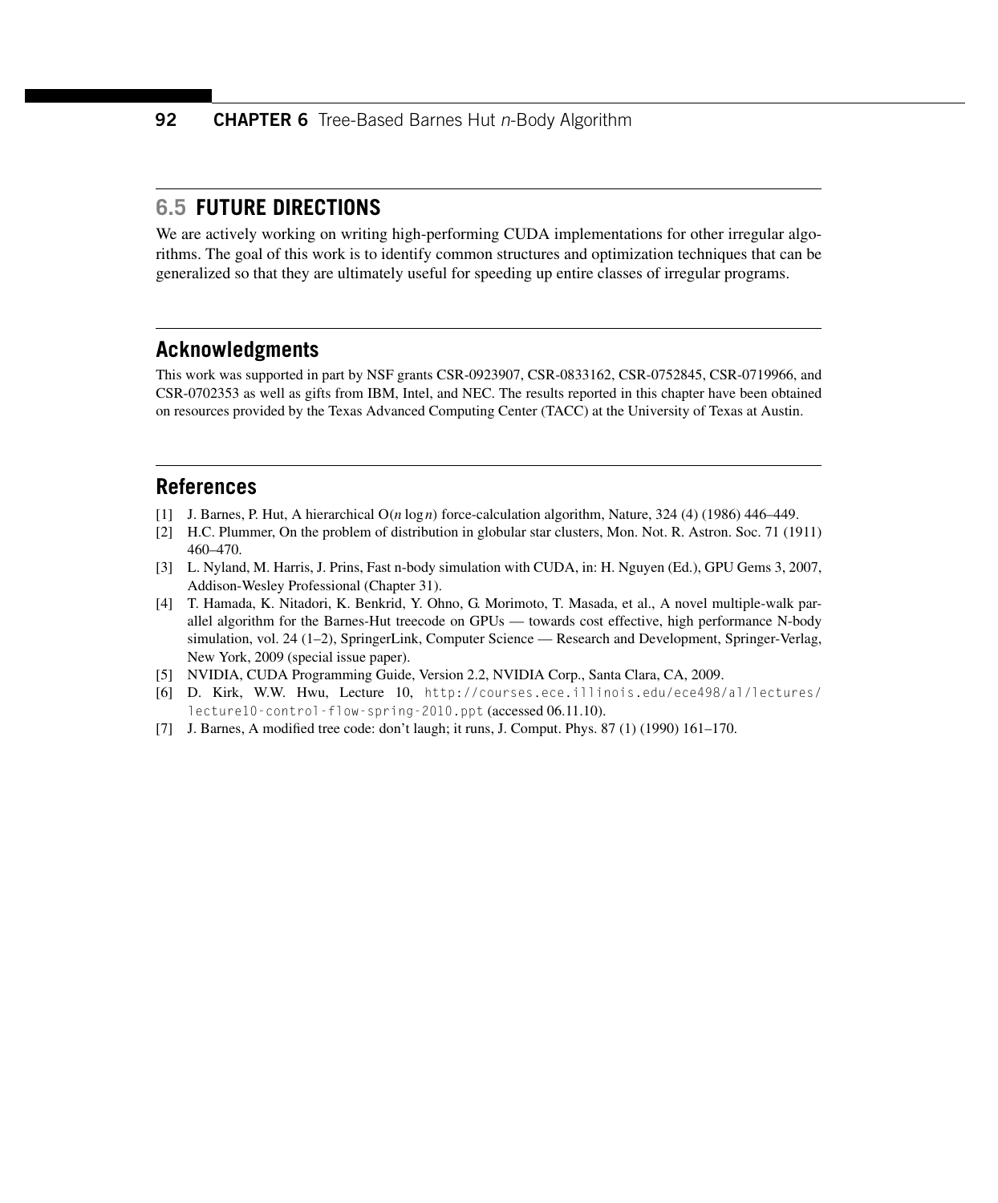## 6.5 FUTURE DIRECTIONS

We are actively working on writing high-performing CUDA implementations for other irregular algorithms. The goal of this work is to identify common structures and optimization techniques that can be generalized so that they are ultimately useful for speeding up entire classes of irregular programs.

## Acknowledgments

This work was supported in part by NSF grants CSR-0923907, CSR-0833162, CSR-0752845, CSR-0719966, and CSR-0702353 as well as gifts from IBM, Intel, and NEC. The results reported in this chapter have been obtained on resources provided by the Texas Advanced Computing Center (TACC) at the University of Texas at Austin.

## References

[1] J. Barnes, P. Hut, A hierarchical $O(n \log n)$ force-calculation algorithm, Nature, 324 (4) (1986) 446–449.

[2] H.C. Plummer, On the problem of distribution in globular star clusters, Mon. Not. R. Astron. Soc. 71 (1911) 460–470.

[3] L. Nyland, M. Harris, J. Prins, Fast n-body simulation with CUDA, in: H. Nguyen (Ed.), GPU Gems 3, 2007, Addison-Wesley Professional (Chapter 31).

[4] T. Hamada, K. Nitadori, K. Benkrid, Y. Ohno, G. Morimoto, T. Masada, et al., A novel multiple-walk parallel algorithm for the Barnes-Hut treecode on GPUs — towards cost effective, high performance N-body simulation, vol. 24 (1–2), SpringerLink, Computer Science — Research and Development, Springer-Verlag, New York, 2009 (special issue paper).

[5] NVIDIA, CUDA Programming Guide, Version 2.2, NVIDIA Corp., Santa Clara, CA, 2009.

[6] D. Kirk, W.W. Hwu, Lecture 10, http://courses.ece.illinois.edu/ece498/al/lectures/lecture10-control-flow-spring-2010.ppt (accessed 06.11.10).

[7] J. Barnes, A modified tree code: don't laugh; it runs, J. Comput. Phys. 87 (1) (1990) 161–170.